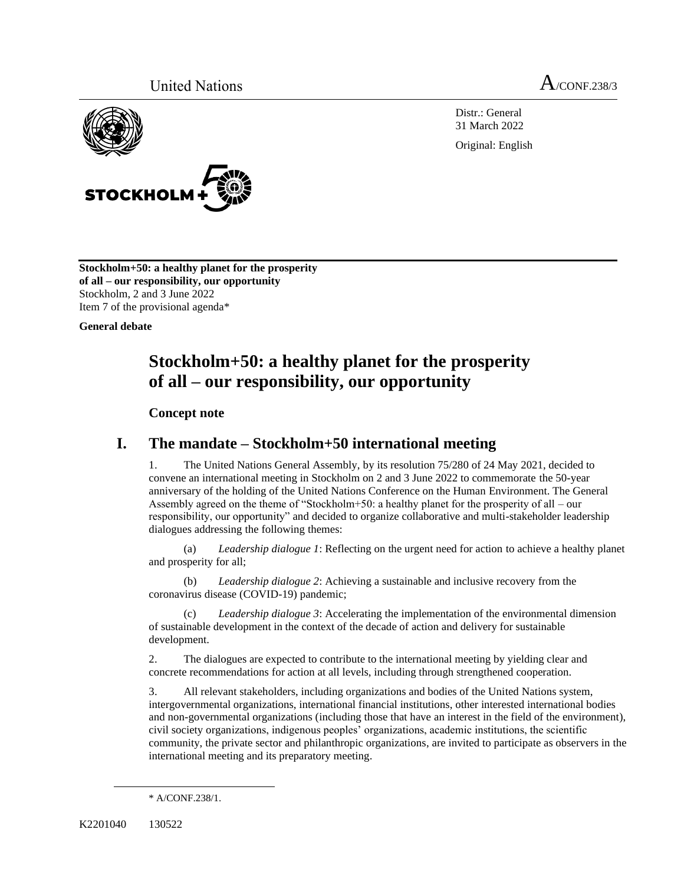United Nations A/CONF.238/3

Distr.: General
31 March 2022

Original: English

**Stockholm+50: a healthy planet for the prosperity of all – our responsibility, our opportunity**
Stockholm, 2 and 3 June 2022
Item 7 of the provisional agenda*

**General debate**

# Stockholm+50: a healthy planet for the prosperity of all – our responsibility, our opportunity

## Concept note

## I. The mandate – Stockholm+50 international meeting

1. The United Nations General Assembly, by its resolution 75/280 of 24 May 2021, decided to convene an international meeting in Stockholm on 2 and 3 June 2022 to commemorate the 50-year anniversary of the holding of the United Nations Conference on the Human Environment. The General Assembly agreed on the theme of "Stockholm+50: a healthy planet for the prosperity of all – our responsibility, our opportunity" and decided to organize collaborative and multi-stakeholder leadership dialogues addressing the following themes:

(a) *Leadership dialogue 1*: Reflecting on the urgent need for action to achieve a healthy planet and prosperity for all;

(b) *Leadership dialogue 2*: Achieving a sustainable and inclusive recovery from the coronavirus disease (COVID-19) pandemic;

(c) *Leadership dialogue 3*: Accelerating the implementation of the environmental dimension of sustainable development in the context of the decade of action and delivery for sustainable development.

2. The dialogues are expected to contribute to the international meeting by yielding clear and concrete recommendations for action at all levels, including through strengthened cooperation.

3. All relevant stakeholders, including organizations and bodies of the United Nations system, intergovernmental organizations, international financial institutions, other interested international bodies and non-governmental organizations (including those that have an interest in the field of the environment), civil society organizations, indigenous peoples' organizations, academic institutions, the scientific community, the private sector and philanthropic organizations, are invited to participate as observers in the international meeting and its preparatory meeting.

\* A/CONF.238/1.

K2201040 130522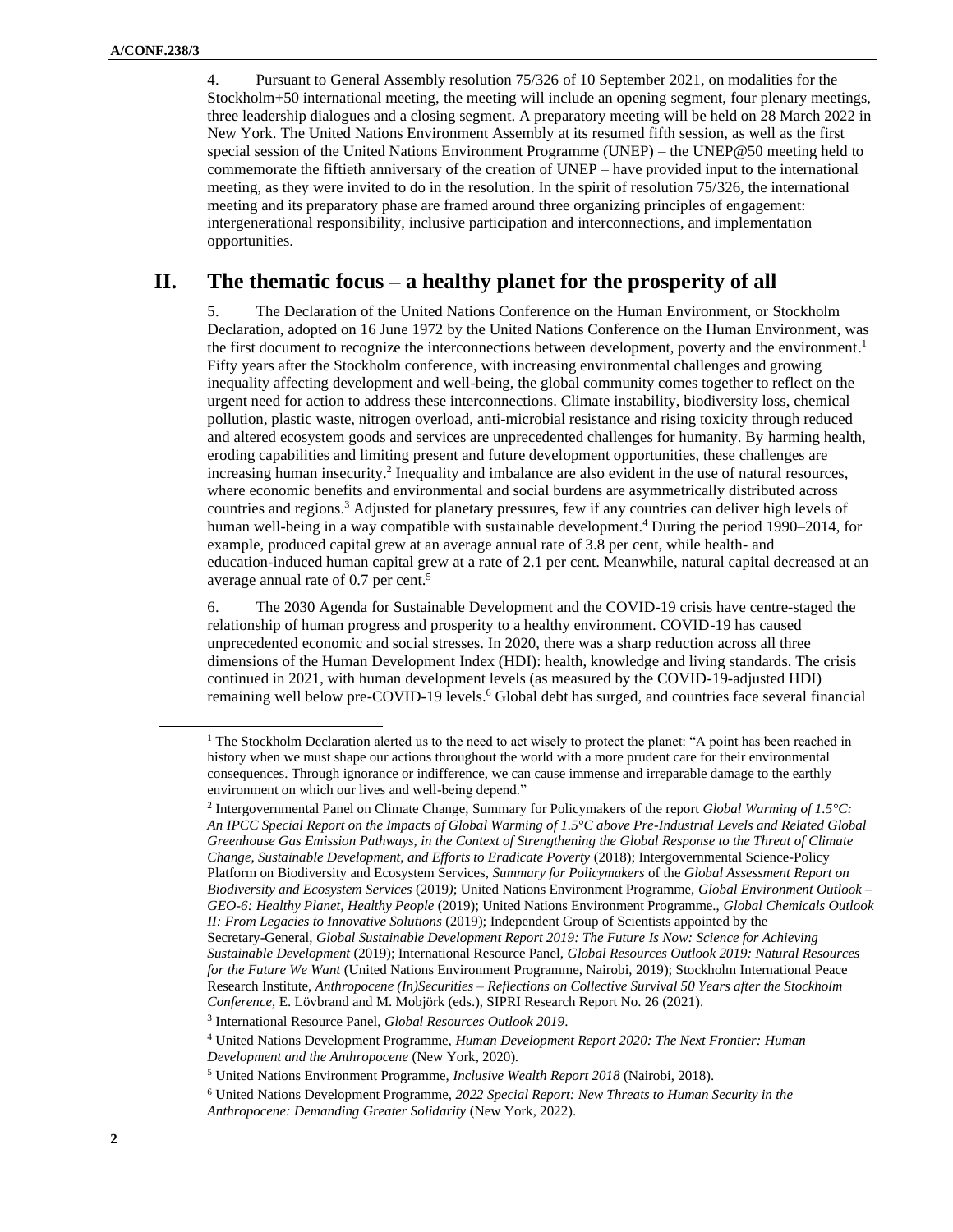4. Pursuant to General Assembly resolution 75/326 of 10 September 2021, on modalities for the Stockholm+50 international meeting, the meeting will include an opening segment, four plenary meetings, three leadership dialogues and a closing segment. A preparatory meeting will be held on 28 March 2022 in New York. The United Nations Environment Assembly at its resumed fifth session, as well as the first special session of the United Nations Environment Programme (UNEP) – the UNEP@50 meeting held to commemorate the fiftieth anniversary of the creation of UNEP – have provided input to the international meeting, as they were invited to do in the resolution. In the spirit of resolution 75/326, the international meeting and its preparatory phase are framed around three organizing principles of engagement: intergenerational responsibility, inclusive participation and interconnections, and implementation opportunities.

## II. The thematic focus – a healthy planet for the prosperity of all

5. The Declaration of the United Nations Conference on the Human Environment, or Stockholm Declaration, adopted on 16 June 1972 by the United Nations Conference on the Human Environment, was the first document to recognize the interconnections between development, poverty and the environment.[1] Fifty years after the Stockholm conference, with increasing environmental challenges and growing inequality affecting development and well-being, the global community comes together to reflect on the urgent need for action to address these interconnections. Climate instability, biodiversity loss, chemical pollution, plastic waste, nitrogen overload, anti-microbial resistance and rising toxicity through reduced and altered ecosystem goods and services are unprecedented challenges for humanity. By harming health, eroding capabilities and limiting present and future development opportunities, these challenges are increasing human insecurity.[2] Inequality and imbalance are also evident in the use of natural resources, where economic benefits and environmental and social burdens are asymmetrically distributed across countries and regions.[3] Adjusted for planetary pressures, few if any countries can deliver high levels of human well-being in a way compatible with sustainable development.[4] During the period 1990–2014, for example, produced capital grew at an average annual rate of 3.8 per cent, while health- and education-induced human capital grew at a rate of 2.1 per cent. Meanwhile, natural capital decreased at an average annual rate of 0.7 per cent.[5]

6. The 2030 Agenda for Sustainable Development and the COVID-19 crisis have centre-staged the relationship of human progress and prosperity to a healthy environment. COVID-19 has caused unprecedented economic and social stresses. In 2020, there was a sharp reduction across all three dimensions of the Human Development Index (HDI): health, knowledge and living standards. The crisis continued in 2021, with human development levels (as measured by the COVID-19-adjusted HDI) remaining well below pre-COVID-19 levels.[6] Global debt has surged, and countries face several financial

---

[1] The Stockholm Declaration alerted us to the need to act wisely to protect the planet: "A point has been reached in history when we must shape our actions throughout the world with a more prudent care for their environmental consequences. Through ignorance or indifference, we can cause immense and irreparable damage to the earthly environment on which our lives and well-being depend."

[2] Intergovernmental Panel on Climate Change, Summary for Policymakers of the report *Global Warming of 1.5°C: An IPCC Special Report on the Impacts of Global Warming of 1.5°C above Pre-Industrial Levels and Related Global Greenhouse Gas Emission Pathways, in the Context of Strengthening the Global Response to the Threat of Climate Change, Sustainable Development, and Efforts to Eradicate Poverty* (2018); Intergovernmental Science-Policy Platform on Biodiversity and Ecosystem Services, *Summary for Policymakers* of the *Global Assessment Report on Biodiversity and Ecosystem Services* (2019); United Nations Environment Programme, *Global Environment Outlook – GEO-6: Healthy Planet, Healthy People* (2019); United Nations Environment Programme., *Global Chemicals Outlook II: From Legacies to Innovative Solutions* (2019); Independent Group of Scientists appointed by the Secretary-General, *Global Sustainable Development Report 2019: The Future Is Now: Science for Achieving Sustainable Development* (2019); International Resource Panel, *Global Resources Outlook 2019: Natural Resources for the Future We Want* (United Nations Environment Programme, Nairobi, 2019); Stockholm International Peace Research Institute, *Anthropocene (In)Securities – Reflections on Collective Survival 50 Years after the Stockholm Conference*, E. Lövbrand and M. Mobjörk (eds.), SIPRI Research Report No. 26 (2021).

[3] International Resource Panel, *Global Resources Outlook 2019*.

[4] United Nations Development Programme, *Human Development Report 2020: The Next Frontier: Human Development and the Anthropocene* (New York, 2020).

[5] United Nations Environment Programme, *Inclusive Wealth Report 2018* (Nairobi, 2018).

[6] United Nations Development Programme, *2022 Special Report: New Threats to Human Security in the Anthropocene: Demanding Greater Solidarity* (New York, 2022).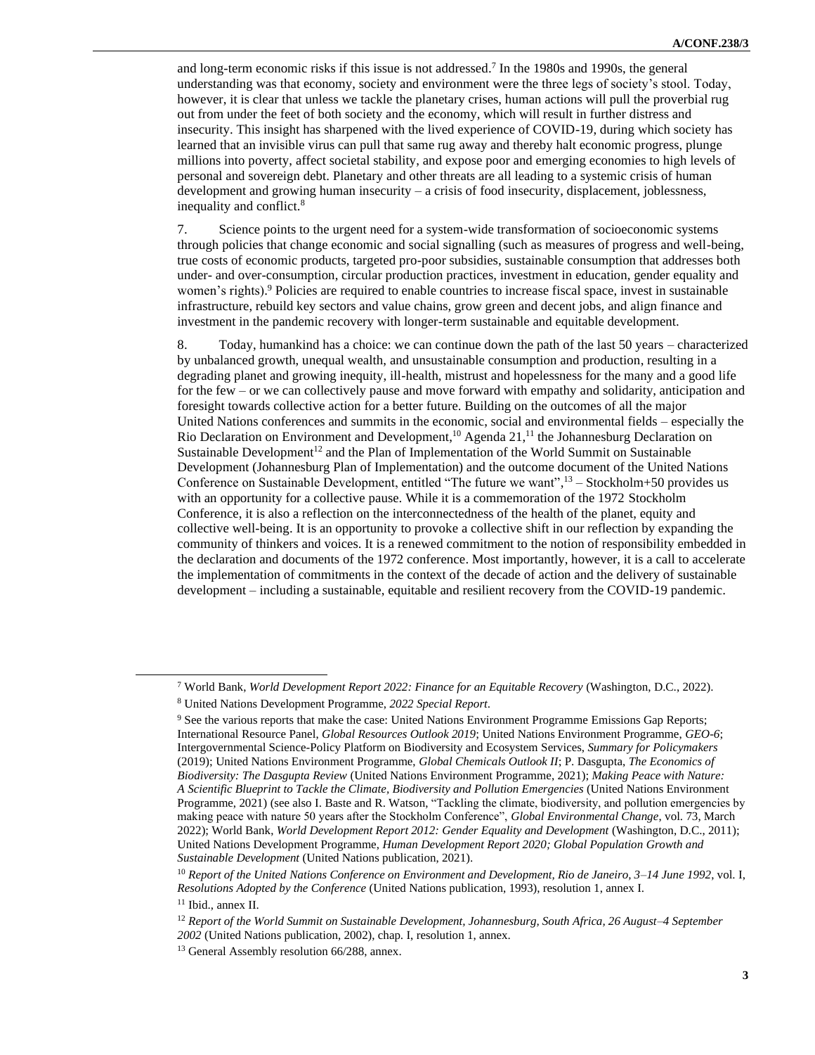and long-term economic risks if this issue is not addressed.[7] In the 1980s and 1990s, the general understanding was that economy, society and environment were the three legs of society's stool. Today, however, it is clear that unless we tackle the planetary crises, human actions will pull the proverbial rug out from under the feet of both society and the economy, which will result in further distress and insecurity. This insight has sharpened with the lived experience of COVID-19, during which society has learned that an invisible virus can pull that same rug away and thereby halt economic progress, plunge millions into poverty, affect societal stability, and expose poor and emerging economies to high levels of personal and sovereign debt. Planetary and other threats are all leading to a systemic crisis of human development and growing human insecurity – a crisis of food insecurity, displacement, joblessness, inequality and conflict.[8]

7. Science points to the urgent need for a system-wide transformation of socioeconomic systems through policies that change economic and social signalling (such as measures of progress and well-being, true costs of economic products, targeted pro-poor subsidies, sustainable consumption that addresses both under- and over-consumption, circular production practices, investment in education, gender equality and women's rights).[9] Policies are required to enable countries to increase fiscal space, invest in sustainable infrastructure, rebuild key sectors and value chains, grow green and decent jobs, and align finance and investment in the pandemic recovery with longer-term sustainable and equitable development.

8. Today, humankind has a choice: we can continue down the path of the last 50 years – characterized by unbalanced growth, unequal wealth, and unsustainable consumption and production, resulting in a degrading planet and growing inequity, ill-health, mistrust and hopelessness for the many and a good life for the few – or we can collectively pause and move forward with empathy and solidarity, anticipation and foresight towards collective action for a better future. Building on the outcomes of all the major United Nations conferences and summits in the economic, social and environmental fields – especially the Rio Declaration on Environment and Development,[10] Agenda 21,[11] the Johannesburg Declaration on Sustainable Development[12] and the Plan of Implementation of the World Summit on Sustainable Development (Johannesburg Plan of Implementation) and the outcome document of the United Nations Conference on Sustainable Development, entitled "The future we want",[13] – Stockholm+50 provides us with an opportunity for a collective pause. While it is a commemoration of the 1972 Stockholm Conference, it is also a reflection on the interconnectedness of the health of the planet, equity and collective well-being. It is an opportunity to provoke a collective shift in our reflection by expanding the community of thinkers and voices. It is a renewed commitment to the notion of responsibility embedded in the declaration and documents of the 1972 conference. Most importantly, however, it is a call to accelerate the implementation of commitments in the context of the decade of action and the delivery of sustainable development – including a sustainable, equitable and resilient recovery from the COVID-19 pandemic.

---

[7] World Bank, *World Development Report 2022: Finance for an Equitable Recovery* (Washington, D.C., 2022).

[8] United Nations Development Programme, *2022 Special Report*.

[9] See the various reports that make the case: United Nations Environment Programme Emissions Gap Reports; International Resource Panel, *Global Resources Outlook 2019*; United Nations Environment Programme, *GEO-6*; Intergovernmental Science-Policy Platform on Biodiversity and Ecosystem Services, *Summary for Policymakers* (2019); United Nations Environment Programme, *Global Chemicals Outlook II*; P. Dasgupta, *The Economics of Biodiversity: The Dasgupta Review* (United Nations Environment Programme, 2021); *Making Peace with Nature: A Scientific Blueprint to Tackle the Climate, Biodiversity and Pollution Emergencies* (United Nations Environment Programme, 2021) (see also I. Baste and R. Watson, "Tackling the climate, biodiversity, and pollution emergencies by making peace with nature 50 years after the Stockholm Conference", *Global Environmental Change*, vol. 73, March 2022); World Bank, *World Development Report 2012: Gender Equality and Development* (Washington, D.C., 2011); United Nations Development Programme, *Human Development Report 2020; Global Population Growth and Sustainable Development* (United Nations publication, 2021).

[10] *Report of the United Nations Conference on Environment and Development, Rio de Janeiro, 3–14 June 1992*, vol. I, *Resolutions Adopted by the Conference* (United Nations publication, 1993), resolution 1, annex I.

[11] Ibid., annex II.

[12] *Report of the World Summit on Sustainable Development, Johannesburg, South Africa, 26 August–4 September 2002* (United Nations publication, 2002), chap. I, resolution 1, annex.

[13] General Assembly resolution 66/288, annex.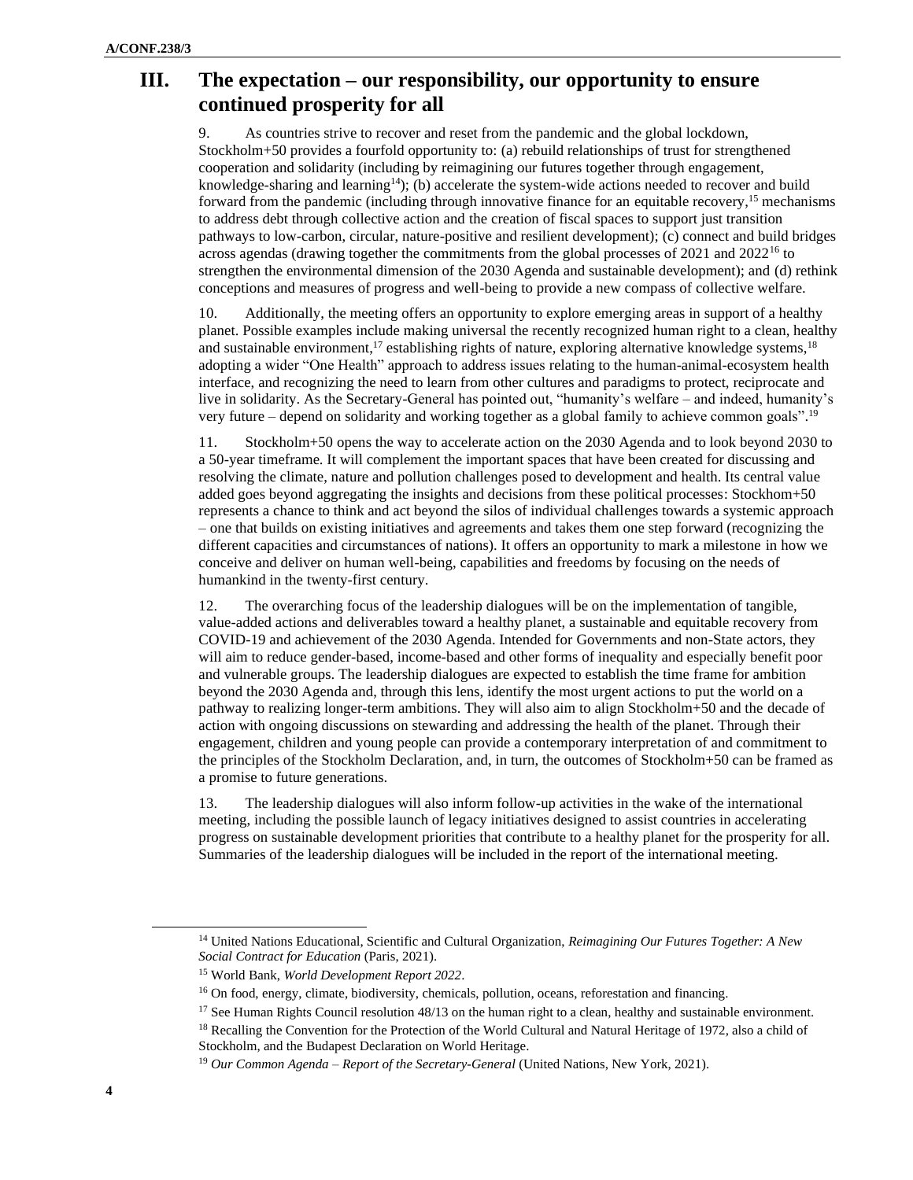## III. The expectation – our responsibility, our opportunity to ensure continued prosperity for all

9. As countries strive to recover and reset from the pandemic and the global lockdown, Stockholm+50 provides a fourfold opportunity to: (a) rebuild relationships of trust for strengthened cooperation and solidarity (including by reimagining our futures together through engagement, knowledge-sharing and learning[14]); (b) accelerate the system-wide actions needed to recover and build forward from the pandemic (including through innovative finance for an equitable recovery,[15] mechanisms to address debt through collective action and the creation of fiscal spaces to support just transition pathways to low-carbon, circular, nature-positive and resilient development); (c) connect and build bridges across agendas (drawing together the commitments from the global processes of 2021 and 2022[16] to strengthen the environmental dimension of the 2030 Agenda and sustainable development); and (d) rethink conceptions and measures of progress and well-being to provide a new compass of collective welfare.

10. Additionally, the meeting offers an opportunity to explore emerging areas in support of a healthy planet. Possible examples include making universal the recently recognized human right to a clean, healthy and sustainable environment,[17] establishing rights of nature, exploring alternative knowledge systems,[18] adopting a wider "One Health" approach to address issues relating to the human-animal-ecosystem health interface, and recognizing the need to learn from other cultures and paradigms to protect, reciprocate and live in solidarity. As the Secretary-General has pointed out, "humanity's welfare – and indeed, humanity's very future – depend on solidarity and working together as a global family to achieve common goals".[19]

11. Stockholm+50 opens the way to accelerate action on the 2030 Agenda and to look beyond 2030 to a 50-year timeframe. It will complement the important spaces that have been created for discussing and resolving the climate, nature and pollution challenges posed to development and health. Its central value added goes beyond aggregating the insights and decisions from these political processes: Stockhom+50 represents a chance to think and act beyond the silos of individual challenges towards a systemic approach – one that builds on existing initiatives and agreements and takes them one step forward (recognizing the different capacities and circumstances of nations). It offers an opportunity to mark a milestone in how we conceive and deliver on human well-being, capabilities and freedoms by focusing on the needs of humankind in the twenty-first century.

12. The overarching focus of the leadership dialogues will be on the implementation of tangible, value-added actions and deliverables toward a healthy planet, a sustainable and equitable recovery from COVID-19 and achievement of the 2030 Agenda. Intended for Governments and non-State actors, they will aim to reduce gender-based, income-based and other forms of inequality and especially benefit poor and vulnerable groups. The leadership dialogues are expected to establish the time frame for ambition beyond the 2030 Agenda and, through this lens, identify the most urgent actions to put the world on a pathway to realizing longer-term ambitions. They will also aim to align Stockholm+50 and the decade of action with ongoing discussions on stewarding and addressing the health of the planet. Through their engagement, children and young people can provide a contemporary interpretation of and commitment to the principles of the Stockholm Declaration, and, in turn, the outcomes of Stockholm+50 can be framed as a promise to future generations.

13. The leadership dialogues will also inform follow-up activities in the wake of the international meeting, including the possible launch of legacy initiatives designed to assist countries in accelerating progress on sustainable development priorities that contribute to a healthy planet for the prosperity for all. Summaries of the leadership dialogues will be included in the report of the international meeting.

---

[14] United Nations Educational, Scientific and Cultural Organization, *Reimagining Our Futures Together: A New Social Contract for Education* (Paris, 2021).

[15] World Bank, *World Development Report 2022*.

[16] On food, energy, climate, biodiversity, chemicals, pollution, oceans, reforestation and financing.

[17] See Human Rights Council resolution 48/13 on the human right to a clean, healthy and sustainable environment.

[18] Recalling the Convention for the Protection of the World Cultural and Natural Heritage of 1972, also a child of Stockholm, and the Budapest Declaration on World Heritage.

[19] *Our Common Agenda – Report of the Secretary-General* (United Nations, New York, 2021).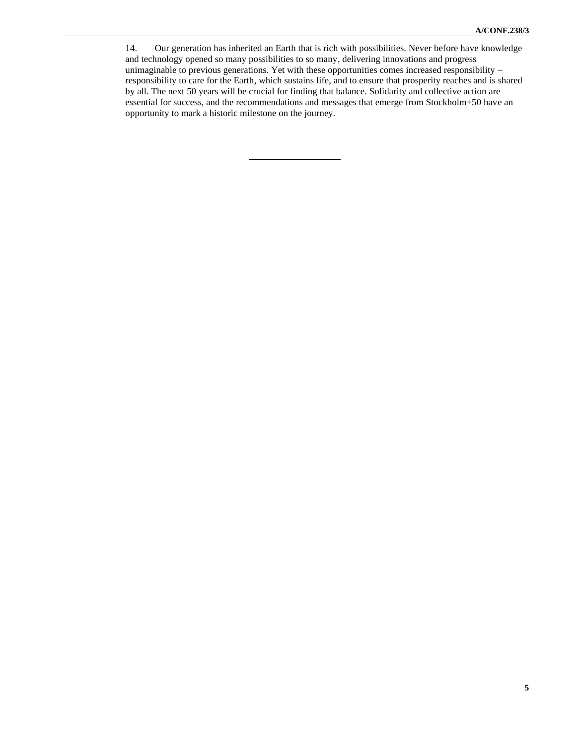14. Our generation has inherited an Earth that is rich with possibilities. Never before have knowledge and technology opened so many possibilities to so many, delivering innovations and progress unimaginable to previous generations. Yet with these opportunities comes increased responsibility – responsibility to care for the Earth, which sustains life, and to ensure that prosperity reaches and is shared by all. The next 50 years will be crucial for finding that balance. Solidarity and collective action are essential for success, and the recommendations and messages that emerge from Stockholm+50 have an opportunity to mark a historic milestone on the journey.